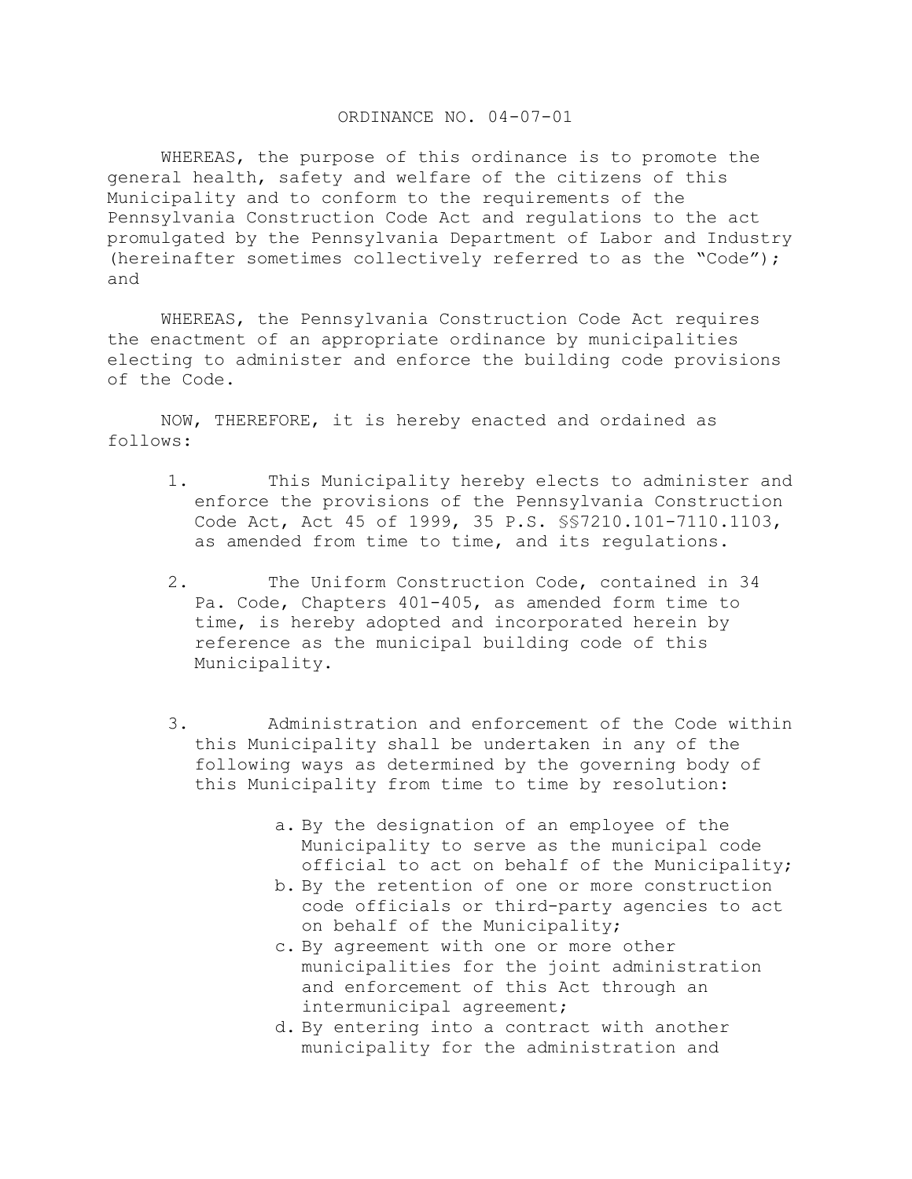# ORDINANCE NO. 04-07-01

WHEREAS, the purpose of this ordinance is to promote the general health, safety and welfare of the citizens of this Municipality and to conform to the requirements of the Pennsylvania Construction Code Act and regulations to the act promulgated by the Pennsylvania Department of Labor and Industry (hereinafter sometimes collectively referred to as the "Code"); and

WHEREAS, the Pennsylvania Construction Code Act requires the enactment of an appropriate ordinance by municipalities electing to administer and enforce the building code provisions of the Code.

NOW, THEREFORE, it is hereby enacted and ordained as follows:

1. This Municipality hereby elects to administer and enforce the provisions of the Pennsylvania Construction Code Act, Act 45 of 1999, 35 P.S. §§7210.101-7110.1103, as amended from time to time, and its regulations.

2. The Uniform Construction Code, contained in 34 Pa. Code, Chapters 401-405, as amended form time to time, is hereby adopted and incorporated herein by reference as the municipal building code of this Municipality.

3. Administration and enforcement of the Code within this Municipality shall be undertaken in any of the following ways as determined by the governing body of this Municipality from time to time by resolution:

   a. By the designation of an employee of the Municipality to serve as the municipal code official to act on behalf of the Municipality;
   b. By the retention of one or more construction code officials or third-party agencies to act on behalf of the Municipality;
   c. By agreement with one or more other municipalities for the joint administration and enforcement of this Act through an intermunicipal agreement;
   d. By entering into a contract with another municipality for the administration and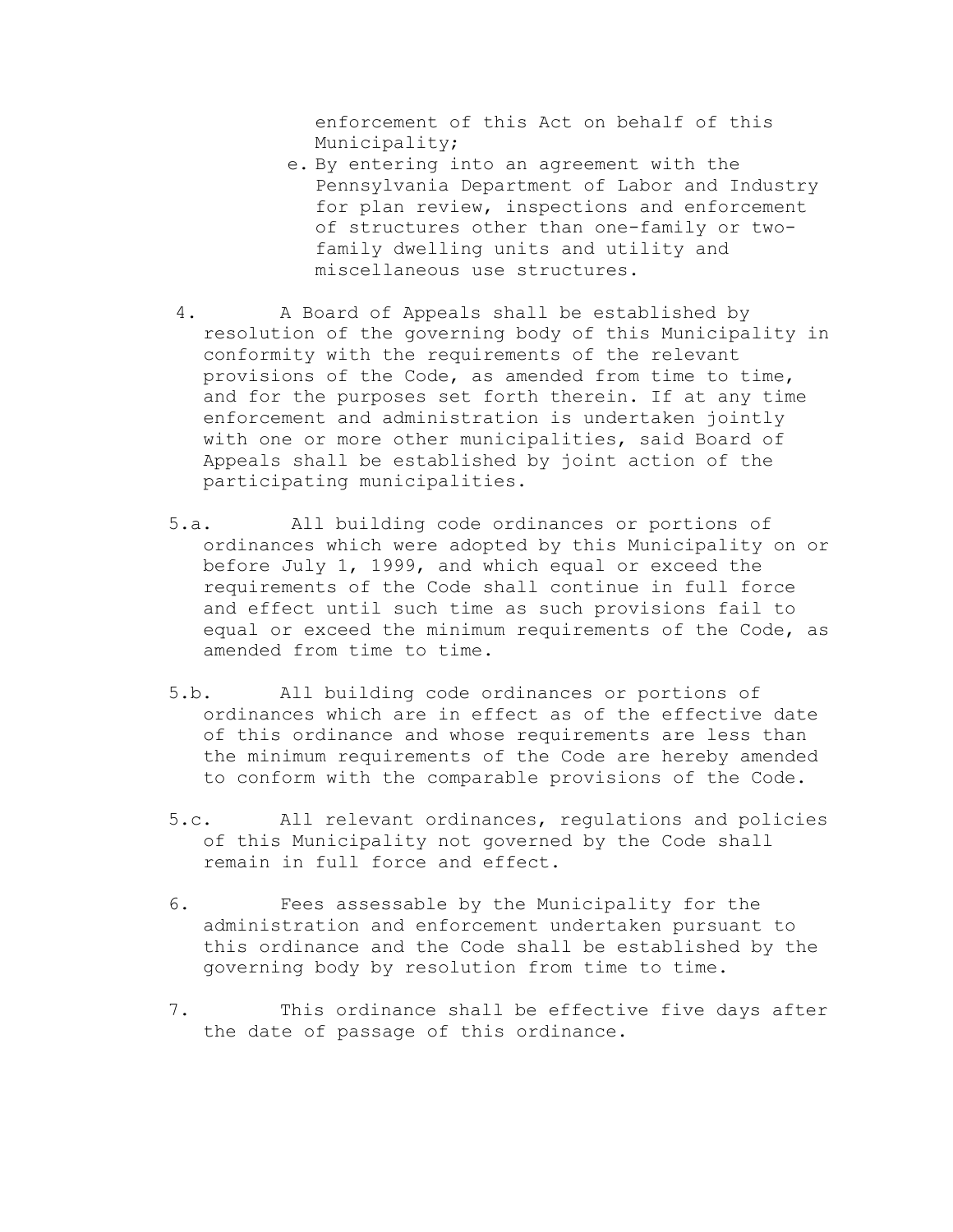enforcement of this Act on behalf of this Municipality;

e. By entering into an agreement with the Pennsylvania Department of Labor and Industry for plan review, inspections and enforcement of structures other than one-family or two-family dwelling units and utility and miscellaneous use structures.

4. A Board of Appeals shall be established by resolution of the governing body of this Municipality in conformity with the requirements of the relevant provisions of the Code, as amended from time to time, and for the purposes set forth therein. If at any time enforcement and administration is undertaken jointly with one or more other municipalities, said Board of Appeals shall be established by joint action of the participating municipalities.

5.a. All building code ordinances or portions of ordinances which were adopted by this Municipality on or before July 1, 1999, and which equal or exceed the requirements of the Code shall continue in full force and effect until such time as such provisions fail to equal or exceed the minimum requirements of the Code, as amended from time to time.

5.b. All building code ordinances or portions of ordinances which are in effect as of the effective date of this ordinance and whose requirements are less than the minimum requirements of the Code are hereby amended to conform with the comparable provisions of the Code.

5.c. All relevant ordinances, regulations and policies of this Municipality not governed by the Code shall remain in full force and effect.

6. Fees assessable by the Municipality for the administration and enforcement undertaken pursuant to this ordinance and the Code shall be established by the governing body by resolution from time to time.

7. This ordinance shall be effective five days after the date of passage of this ordinance.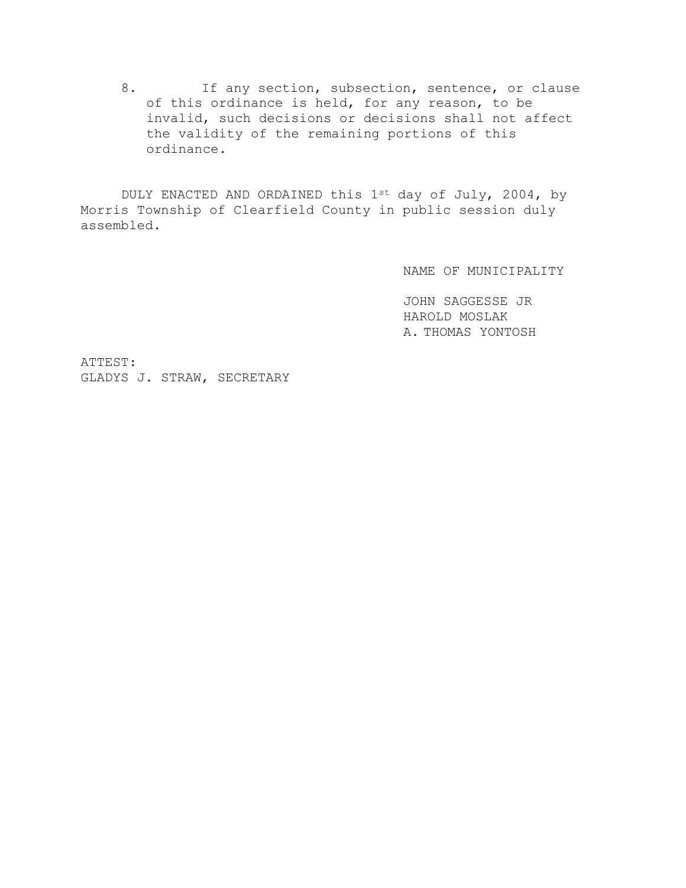8. If any section, subsection, sentence, or clause of this ordinance is held, for any reason, to be invalid, such decisions or decisions shall not affect the validity of the remaining portions of this ordinance.

DULY ENACTED AND ORDAINED this 1st day of July, 2004, by Morris Township of Clearfield County in public session duly assembled.

NAME OF MUNICIPALITY

JOHN SAGGESSE JR
HAROLD MOSLAK
A. THOMAS YONTOSH

ATTEST:
GLADYS J. STRAW, SECRETARY